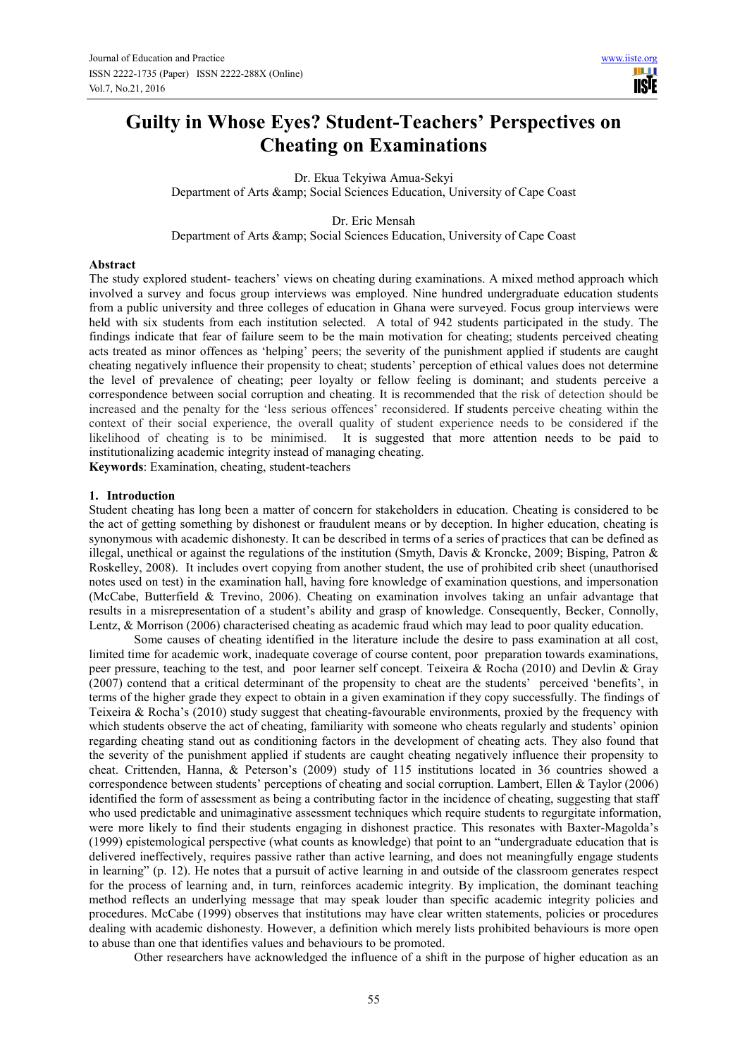# Guilty in Whose Eyes? Student-Teachers' Perspectives on Cheating on Examinations

Dr. Ekua Tekyiwa Amua-Sekyi
Department of Arts &amp; Social Sciences Education, University of Cape Coast

Dr. Eric Mensah
Department of Arts &amp; Social Sciences Education, University of Cape Coast

## Abstract

The study explored student- teachers' views on cheating during examinations. A mixed method approach which involved a survey and focus group interviews was employed. Nine hundred undergraduate education students from a public university and three colleges of education in Ghana were surveyed. Focus group interviews were held with six students from each institution selected. A total of 942 students participated in the study. The findings indicate that fear of failure seem to be the main motivation for cheating; students perceived cheating acts treated as minor offences as 'helping' peers; the severity of the punishment applied if students are caught cheating negatively influence their propensity to cheat; students' perception of ethical values does not determine the level of prevalence of cheating; peer loyalty or fellow feeling is dominant; and students perceive a correspondence between social corruption and cheating. It is recommended that the risk of detection should be increased and the penalty for the 'less serious offences' reconsidered. If students perceive cheating within the context of their social experience, the overall quality of student experience needs to be considered if the likelihood of cheating is to be minimised. It is suggested that more attention needs to be paid to institutionalizing academic integrity instead of managing cheating.

**Keywords**: Examination, cheating, student-teachers

## 1. Introduction

Student cheating has long been a matter of concern for stakeholders in education. Cheating is considered to be the act of getting something by dishonest or fraudulent means or by deception. In higher education, cheating is synonymous with academic dishonesty. It can be described in terms of a series of practices that can be defined as illegal, unethical or against the regulations of the institution (Smyth, Davis & Kroncke, 2009; Bisping, Patron & Roskelley, 2008). It includes overt copying from another student, the use of prohibited crib sheet (unauthorised notes used on test) in the examination hall, having fore knowledge of examination questions, and impersonation (McCabe, Butterfield & Trevino, 2006). Cheating on examination involves taking an unfair advantage that results in a misrepresentation of a student's ability and grasp of knowledge. Consequently, Becker, Connolly, Lentz, & Morrison (2006) characterised cheating as academic fraud which may lead to poor quality education.

Some causes of cheating identified in the literature include the desire to pass examination at all cost, limited time for academic work, inadequate coverage of course content, poor preparation towards examinations, peer pressure, teaching to the test, and poor learner self concept. Teixeira & Rocha (2010) and Devlin & Gray (2007) contend that a critical determinant of the propensity to cheat are the students' perceived 'benefits', in terms of the higher grade they expect to obtain in a given examination if they copy successfully. The findings of Teixeira & Rocha's (2010) study suggest that cheating-favourable environments, proxied by the frequency with which students observe the act of cheating, familiarity with someone who cheats regularly and students' opinion regarding cheating stand out as conditioning factors in the development of cheating acts. They also found that the severity of the punishment applied if students are caught cheating negatively influence their propensity to cheat. Crittenden, Hanna, & Peterson's (2009) study of 115 institutions located in 36 countries showed a correspondence between students' perceptions of cheating and social corruption. Lambert, Ellen & Taylor (2006) identified the form of assessment as being a contributing factor in the incidence of cheating, suggesting that staff who used predictable and unimaginative assessment techniques which require students to regurgitate information, were more likely to find their students engaging in dishonest practice. This resonates with Baxter-Magolda's (1999) epistemological perspective (what counts as knowledge) that point to an "undergraduate education that is delivered ineffectively, requires passive rather than active learning, and does not meaningfully engage students in learning" (p. 12). He notes that a pursuit of active learning in and outside of the classroom generates respect for the process of learning and, in turn, reinforces academic integrity. By implication, the dominant teaching method reflects an underlying message that may speak louder than specific academic integrity policies and procedures. McCabe (1999) observes that institutions may have clear written statements, policies or procedures dealing with academic dishonesty. However, a definition which merely lists prohibited behaviours is more open to abuse than one that identifies values and behaviours to be promoted.

Other researchers have acknowledged the influence of a shift in the purpose of higher education as an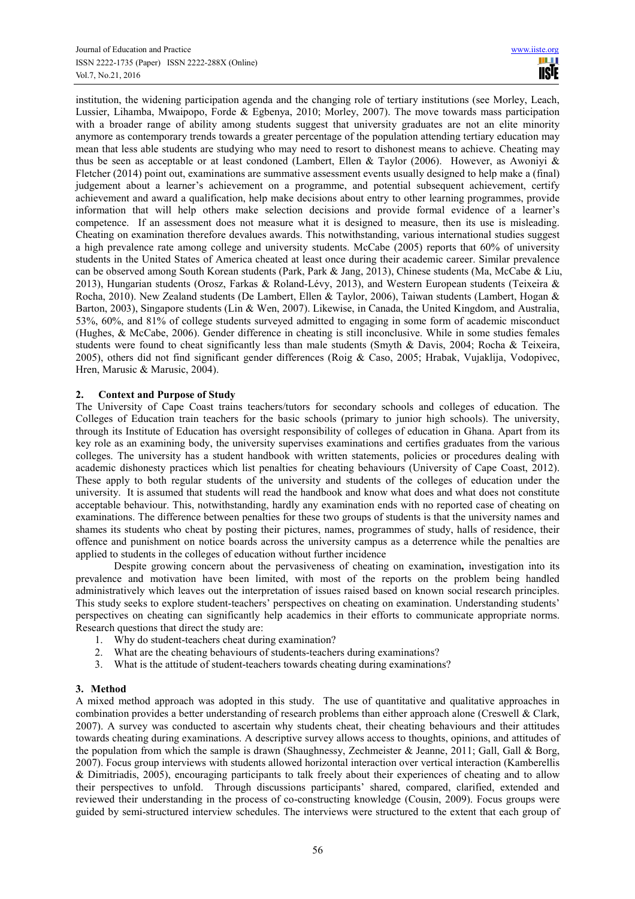institution, the widening participation agenda and the changing role of tertiary institutions (see Morley, Leach, Lussier, Lihamba, Mwaipopo, Forde & Egbenya, 2010; Morley, 2007). The move towards mass participation with a broader range of ability among students suggest that university graduates are not an elite minority anymore as contemporary trends towards a greater percentage of the population attending tertiary education may mean that less able students are studying who may need to resort to dishonest means to achieve. Cheating may thus be seen as acceptable or at least condoned (Lambert, Ellen & Taylor (2006). However, as Awoniyi & Fletcher (2014) point out, examinations are summative assessment events usually designed to help make a (final) judgement about a learner's achievement on a programme, and potential subsequent achievement, certify achievement and award a qualification, help make decisions about entry to other learning programmes, provide information that will help others make selection decisions and provide formal evidence of a learner's competence. If an assessment does not measure what it is designed to measure, then its use is misleading. Cheating on examination therefore devalues awards. This notwithstanding, various international studies suggest a high prevalence rate among college and university students. McCabe (2005) reports that 60% of university students in the United States of America cheated at least once during their academic career. Similar prevalence can be observed among South Korean students (Park, Park & Jang, 2013), Chinese students (Ma, McCabe & Liu, 2013), Hungarian students (Orosz, Farkas & Roland-Lévy, 2013), and Western European students (Teixeira & Rocha, 2010). New Zealand students (De Lambert, Ellen & Taylor, 2006), Taiwan students (Lambert, Hogan & Barton, 2003), Singapore students (Lin & Wen, 2007). Likewise, in Canada, the United Kingdom, and Australia, 53%, 60%, and 81% of college students surveyed admitted to engaging in some form of academic misconduct (Hughes, & McCabe, 2006). Gender difference in cheating is still inconclusive. While in some studies females students were found to cheat significantly less than male students (Smyth & Davis, 2004; Rocha & Teixeira, 2005), others did not find significant gender differences (Roig & Caso, 2005; Hrabak, Vujaklija, Vodopivec, Hren, Marusic & Marusic, 2004).

## 2. Context and Purpose of Study

The University of Cape Coast trains teachers/tutors for secondary schools and colleges of education. The Colleges of Education train teachers for the basic schools (primary to junior high schools). The university, through its Institute of Education has oversight responsibility of colleges of education in Ghana. Apart from its key role as an examining body, the university supervises examinations and certifies graduates from the various colleges. The university has a student handbook with written statements, policies or procedures dealing with academic dishonesty practices which list penalties for cheating behaviours (University of Cape Coast, 2012). These apply to both regular students of the university and students of the colleges of education under the university. It is assumed that students will read the handbook and know what does and what does not constitute acceptable behaviour. This, notwithstanding, hardly any examination ends with no reported case of cheating on examinations. The difference between penalties for these two groups of students is that the university names and shames its students who cheat by posting their pictures, names, programmes of study, halls of residence, their offence and punishment on notice boards across the university campus as a deterrence while the penalties are applied to students in the colleges of education without further incidence

Despite growing concern about the pervasiveness of cheating on examination**,** investigation into its prevalence and motivation have been limited, with most of the reports on the problem being handled administratively which leaves out the interpretation of issues raised based on known social research principles. This study seeks to explore student-teachers' perspectives on cheating on examination. Understanding students' perspectives on cheating can significantly help academics in their efforts to communicate appropriate norms. Research questions that direct the study are:

1. Why do student-teachers cheat during examination?
2. What are the cheating behaviours of students-teachers during examinations?
3. What is the attitude of student-teachers towards cheating during examinations?

## 3. Method

A mixed method approach was adopted in this study. The use of quantitative and qualitative approaches in combination provides a better understanding of research problems than either approach alone (Creswell & Clark, 2007). A survey was conducted to ascertain why students cheat, their cheating behaviours and their attitudes towards cheating during examinations. A descriptive survey allows access to thoughts, opinions, and attitudes of the population from which the sample is drawn (Shaughnessy, Zechmeister & Jeanne, 2011; Gall, Gall & Borg, 2007). Focus group interviews with students allowed horizontal interaction over vertical interaction (Kamberellis & Dimitriadis, 2005), encouraging participants to talk freely about their experiences of cheating and to allow their perspectives to unfold. Through discussions participants' shared, compared, clarified, extended and reviewed their understanding in the process of co-constructing knowledge (Cousin, 2009). Focus groups were guided by semi-structured interview schedules. The interviews were structured to the extent that each group of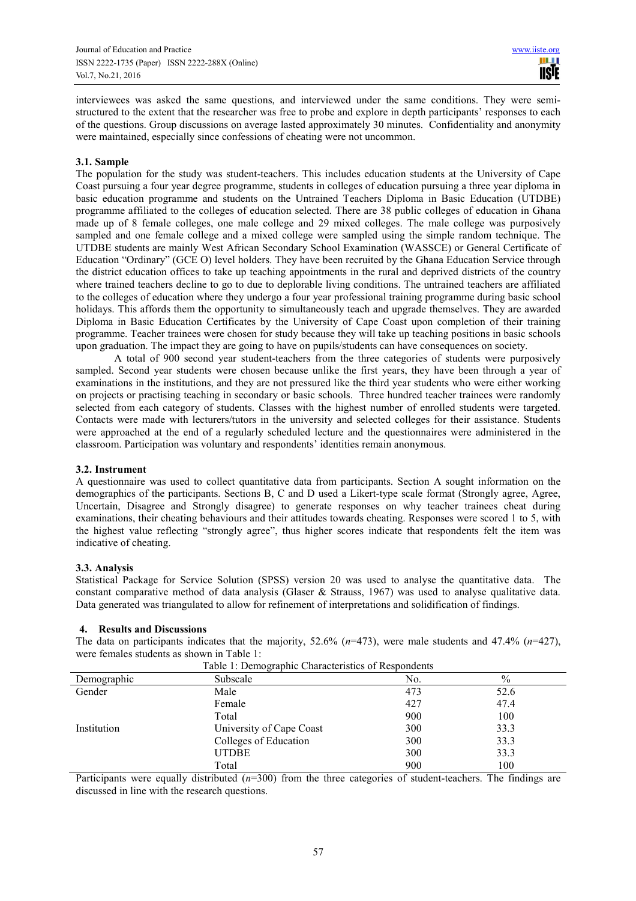interviewees was asked the same questions, and interviewed under the same conditions. They were semi-structured to the extent that the researcher was free to probe and explore in depth participants' responses to each of the questions. Group discussions on average lasted approximately 30 minutes. Confidentiality and anonymity were maintained, especially since confessions of cheating were not uncommon.

### 3.1. Sample

The population for the study was student-teachers. This includes education students at the University of Cape Coast pursuing a four year degree programme, students in colleges of education pursuing a three year diploma in basic education programme and students on the Untrained Teachers Diploma in Basic Education (UTDBE) programme affiliated to the colleges of education selected. There are 38 public colleges of education in Ghana made up of 8 female colleges, one male college and 29 mixed colleges. The male college was purposively sampled and one female college and a mixed college were sampled using the simple random technique. The UTDBE students are mainly West African Secondary School Examination (WASSCE) or General Certificate of Education "Ordinary" (GCE O) level holders. They have been recruited by the Ghana Education Service through the district education offices to take up teaching appointments in the rural and deprived districts of the country where trained teachers decline to go to due to deplorable living conditions. The untrained teachers are affiliated to the colleges of education where they undergo a four year professional training programme during basic school holidays. This affords them the opportunity to simultaneously teach and upgrade themselves. They are awarded Diploma in Basic Education Certificates by the University of Cape Coast upon completion of their training programme. Teacher trainees were chosen for study because they will take up teaching positions in basic schools upon graduation. The impact they are going to have on pupils/students can have consequences on society.

A total of 900 second year student-teachers from the three categories of students were purposively sampled. Second year students were chosen because unlike the first years, they have been through a year of examinations in the institutions, and they are not pressured like the third year students who were either working on projects or practising teaching in secondary or basic schools. Three hundred teacher trainees were randomly selected from each category of students. Classes with the highest number of enrolled students were targeted. Contacts were made with lecturers/tutors in the university and selected colleges for their assistance. Students were approached at the end of a regularly scheduled lecture and the questionnaires were administered in the classroom. Participation was voluntary and respondents' identities remain anonymous.

### 3.2. Instrument

A questionnaire was used to collect quantitative data from participants. Section A sought information on the demographics of the participants. Sections B, C and D used a Likert-type scale format (Strongly agree, Agree, Uncertain, Disagree and Strongly disagree) to generate responses on why teacher trainees cheat during examinations, their cheating behaviours and their attitudes towards cheating. Responses were scored 1 to 5, with the highest value reflecting "strongly agree", thus higher scores indicate that respondents felt the item was indicative of cheating.

### 3.3. Analysis

Statistical Package for Service Solution (SPSS) version 20 was used to analyse the quantitative data. The constant comparative method of data analysis (Glaser & Strauss, 1967) was used to analyse qualitative data. Data generated was triangulated to allow for refinement of interpretations and solidification of findings.

## 4. Results and Discussions

The data on participants indicates that the majority, 52.6% ($n$=473), were male students and 47.4% ($n$=427), were females students as shown in Table 1:

Table 1: Demographic Characteristics of Respondents

| Demographic | Subscale | No. | % |
|---|---|---|---|
| Gender | Male | 473 | 52.6 |
| | Female | 427 | 47.4 |
| | Total | 900 | 100 |
| Institution | University of Cape Coast | 300 | 33.3 |
| | Colleges of Education | 300 | 33.3 |
| | UTDBE | 300 | 33.3 |
| | Total | 900 | 100 |

Participants were equally distributed ($n$=300) from the three categories of student-teachers. The findings are discussed in line with the research questions.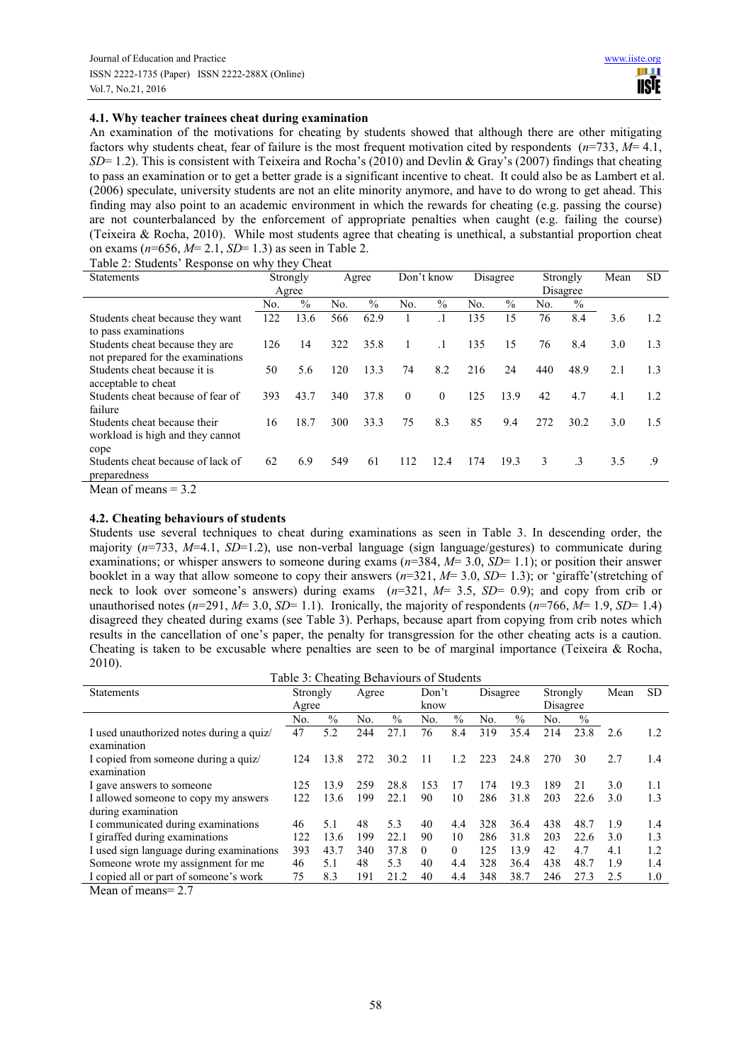### 4.1. Why teacher trainees cheat during examination

An examination of the motivations for cheating by students showed that although there are other mitigating factors why students cheat, fear of failure is the most frequent motivation cited by respondents (*n*=733, *M*= 4.1, *SD*= 1.2). This is consistent with Teixeira and Rocha's (2010) and Devlin & Gray's (2007) findings that cheating to pass an examination or to get a better grade is a significant incentive to cheat. It could also be as Lambert et al. (2006) speculate, university students are not an elite minority anymore, and have to do wrong to get ahead. This finding may also point to an academic environment in which the rewards for cheating (e.g. passing the course) are not counterbalanced by the enforcement of appropriate penalties when caught (e.g. failing the course) (Teixeira & Rocha, 2010). While most students agree that cheating is unethical, a substantial proportion cheat on exams (*n*=656, *M*= 2.1, *SD*= 1.3) as seen in Table 2.

Table 2: Students' Response on why they Cheat

| Statements | Strongly Agree | | Agree | | Don't know | | Disagree | | Strongly Disagree | | Mean | SD |
|---|---|---|---|---|---|---|---|---|---|---|---|---|
| | No. | % | No. | % | No. | % | No. | % | No. | % | | |
| Students cheat because they want to pass examinations | 122 | 13.6 | 566 | 62.9 | 1 | .1 | 135 | 15 | 76 | 8.4 | 3.6 | 1.2 |
| Students cheat because they are not prepared for the examinations | 126 | 14 | 322 | 35.8 | 1 | .1 | 135 | 15 | 76 | 8.4 | 3.0 | 1.3 |
| Students cheat because it is acceptable to cheat | 50 | 5.6 | 120 | 13.3 | 74 | 8.2 | 216 | 24 | 440 | 48.9 | 2.1 | 1.3 |
| Students cheat because of fear of failure | 393 | 43.7 | 340 | 37.8 | 0 | 0 | 125 | 13.9 | 42 | 4.7 | 4.1 | 1.2 |
| Students cheat because their workload is high and they cannot cope | 16 | 18.7 | 300 | 33.3 | 75 | 8.3 | 85 | 9.4 | 272 | 30.2 | 3.0 | 1.5 |
| Students cheat because of lack of preparedness | 62 | 6.9 | 549 | 61 | 112 | 12.4 | 174 | 19.3 | 3 | .3 | 3.5 | .9 |

Mean of means = 3.2

### 4.2. Cheating behaviours of students

Students use several techniques to cheat during examinations as seen in Table 3. In descending order, the majority (*n*=733, *M*=4.1, *SD*=1.2), use non-verbal language (sign language/gestures) to communicate during examinations; or whisper answers to someone during exams (*n*=384, *M*= 3.0, *SD*= 1.1); or position their answer booklet in a way that allow someone to copy their answers (*n*=321, *M*= 3.0, *SD*= 1.3); or 'giraffe'(stretching of neck to look over someone's answers) during exams (*n*=321, *M*= 3.5, *SD*= 0.9); and copy from crib or unauthorised notes (*n*=291, *M*= 3.0, *SD*= 1.1). Ironically, the majority of respondents (*n*=766, *M*= 1.9, *SD*= 1.4) disagreed they cheated during exams (see Table 3). Perhaps, because apart from copying from crib notes which results in the cancellation of one's paper, the penalty for transgression for the other cheating acts is a caution. Cheating is taken to be excusable where penalties are seen to be of marginal importance (Teixeira & Rocha, 2010).

Table 3: Cheating Behaviours of Students

| Statements | Strongly Agree | | Agree | | Don't know | | Disagree | | Strongly Disagree | | Mean | SD |
|---|---|---|---|---|---|---|---|---|---|---|---|---|
| | No. | % | No. | % | No. | % | No. | % | No. | % | | |
| I used unauthorized notes during a quiz/ examination | 47 | 5.2 | 244 | 27.1 | 76 | 8.4 | 319 | 35.4 | 214 | 23.8 | 2.6 | 1.2 |
| I copied from someone during a quiz/ examination | 124 | 13.8 | 272 | 30.2 | 11 | 1.2 | 223 | 24.8 | 270 | 30 | 2.7 | 1.4 |
| I gave answers to someone | 125 | 13.9 | 259 | 28.8 | 153 | 17 | 174 | 19.3 | 189 | 21 | 3.0 | 1.1 |
| I allowed someone to copy my answers during examination | 122 | 13.6 | 199 | 22.1 | 90 | 10 | 286 | 31.8 | 203 | 22.6 | 3.0 | 1.3 |
| I communicated during examinations | 46 | 5.1 | 48 | 5.3 | 40 | 4.4 | 328 | 36.4 | 438 | 48.7 | 1.9 | 1.4 |
| I giraffed during examinations | 122 | 13.6 | 199 | 22.1 | 90 | 10 | 286 | 31.8 | 203 | 22.6 | 3.0 | 1.3 |
| I used sign language during examinations | 393 | 43.7 | 340 | 37.8 | 0 | 0 | 125 | 13.9 | 42 | 4.7 | 4.1 | 1.2 |
| Someone wrote my assignment for me | 46 | 5.1 | 48 | 5.3 | 40 | 4.4 | 328 | 36.4 | 438 | 48.7 | 1.9 | 1.4 |
| I copied all or part of someone's work | 75 | 8.3 | 191 | 21.2 | 40 | 4.4 | 348 | 38.7 | 246 | 27.3 | 2.5 | 1.0 |

Mean of means= 2.7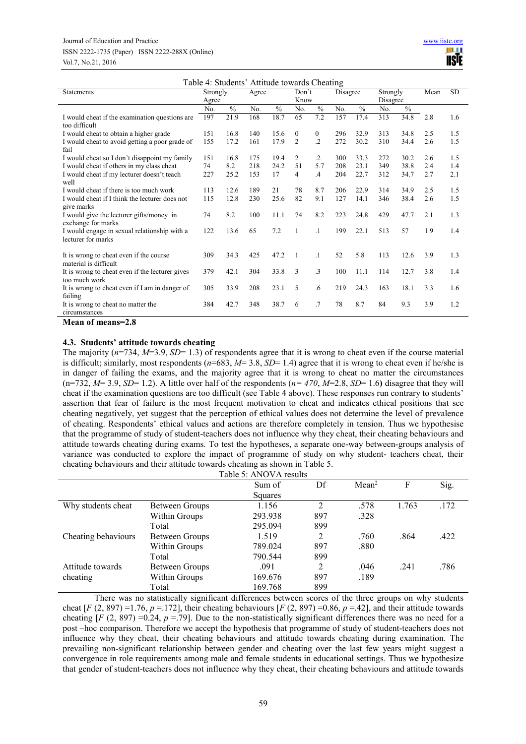Table 4: Students' Attitude towards Cheating

| Statements | Strongly Agree | | Agree | | Don't Know | | Disagree | | Strongly Disagree | | Mean | SD |
|---|---|---|---|---|---|---|---|---|---|---|---|---|
| | No. | % | No. | % | No. | % | No. | % | No. | % | | |
| I would cheat if the examination questions are too difficult | 197 | 21.9 | 168 | 18.7 | 65 | 7.2 | 157 | 17.4 | 313 | 34.8 | 2.8 | 1.6 |
| I would cheat to obtain a higher grade | 151 | 16.8 | 140 | 15.6 | 0 | 0 | 296 | 32.9 | 313 | 34.8 | 2.5 | 1.5 |
| I would cheat to avoid getting a poor grade of fail | 155 | 17.2 | 161 | 17.9 | 2 | .2 | 272 | 30.2 | 310 | 34.4 | 2.6 | 1.5 |
| I would cheat so I don't disappoint my family | 151 | 16.8 | 175 | 19.4 | 2 | .2 | 300 | 33.3 | 272 | 30.2 | 2.6 | 1.5 |
| I would cheat if others in my class cheat | 74 | 8.2 | 218 | 24.2 | 51 | 5.7 | 208 | 23.1 | 349 | 38.8 | 2.4 | 1.4 |
| I would cheat if my lecturer doesn't teach well | 227 | 25.2 | 153 | 17 | 4 | .4 | 204 | 22.7 | 312 | 34.7 | 2.7 | 2.1 |
| I would cheat if there is too much work | 113 | 12.6 | 189 | 21 | 78 | 8.7 | 206 | 22.9 | 314 | 34.9 | 2.5 | 1.5 |
| I would cheat if I think the lecturer does not give marks | 115 | 12.8 | 230 | 25.6 | 82 | 9.1 | 127 | 14.1 | 346 | 38.4 | 2.6 | 1.5 |
| I would give the lecturer gifts/money in exchange for marks | 74 | 8.2 | 100 | 11.1 | 74 | 8.2 | 223 | 24.8 | 429 | 47.7 | 2.1 | 1.3 |
| I would engage in sexual relationship with a lecturer for marks | 122 | 13.6 | 65 | 7.2 | 1 | .1 | 199 | 22.1 | 513 | 57 | 1.9 | 1.4 |
| It is wrong to cheat even if the course material is difficult | 309 | 34.3 | 425 | 47.2 | 1 | .1 | 52 | 5.8 | 113 | 12.6 | 3.9 | 1.3 |
| It is wrong to cheat even if the lecturer gives too much work | 379 | 42.1 | 304 | 33.8 | 3 | .3 | 100 | 11.1 | 114 | 12.7 | 3.8 | 1.4 |
| It is wrong to cheat even if I am in danger of failing | 305 | 33.9 | 208 | 23.1 | 5 | .6 | 219 | 24.3 | 163 | 18.1 | 3.3 | 1.6 |
| It is wrong to cheat no matter the circumstances | 384 | 42.7 | 348 | 38.7 | 6 | .7 | 78 | 8.7 | 84 | 9.3 | 3.9 | 1.2 |

**Mean of means=2.8**

### 4.3. Students' attitude towards cheating

The majority ($n$=734, $M$=3.9, $SD$= 1.3) of respondents agree that it is wrong to cheat even if the course material is difficult; similarly, most respondents ($n$=683, $M$= 3.8, $SD$= 1.4) agree that it is wrong to cheat even if he/she is in danger of failing the exams, and the majority agree that it is wrong to cheat no matter the circumstances (n=732, $M$= 3.9, $SD$= 1.2). A little over half of the respondents ($n= 470$, $M$=2.8, $SD$= 1.6**)** disagree that they will cheat if the examination questions are too difficult (see Table 4 above). These responses run contrary to students' assertion that fear of failure is the most frequent motivation to cheat and indicates ethical positions that see cheating negatively, yet suggest that the perception of ethical values does not determine the level of prevalence of cheating. Respondents' ethical values and actions are therefore completely in tension. Thus we hypothesise that the programme of study of student-teachers does not influence why they cheat, their cheating behaviours and attitude towards cheating during exams. To test the hypotheses, a separate one-way between-groups analysis of variance was conducted to explore the impact of programme of study on why student- teachers cheat, their cheating behaviours and their attitude towards cheating as shown in Table 5.

Table 5: ANOVA results

| | | Sum of Squares | Df | Mean$^2$ | F | Sig. |
|---|---|---|---|---|---|---|
| Why students cheat | Between Groups | 1.156 | 2 | .578 | 1.763 | .172 |
| | Within Groups | 293.938 | 897 | .328 | | |
| | Total | 295.094 | 899 | | | |
| Cheating behaviours | Between Groups | 1.519 | 2 | .760 | .864 | .422 |
| | Within Groups | 789.024 | 897 | .880 | | |
| | Total | 790.544 | 899 | | | |
| Attitude towards cheating | Between Groups | .091 | 2 | .046 | .241 | .786 |
| | Within Groups | 169.676 | 897 | .189 | | |
| | Total | 169.768 | 899 | | | |

There was no statistically significant differences between scores of the three groups on why students cheat [$F$ (2, 897) =1.76, $p$ =.172], their cheating behaviours [$F$ (2, 897) =0.86, $p$ =.42], and their attitude towards cheating [$F$ (2, 897) =0.24, $p$ =.79]. Due to the non-statistically significant differences there was no need for a post –hoc comparison. Therefore we accept the hypothesis that programme of study of student-teachers does not influence why they cheat, their cheating behaviours and attitude towards cheating during examination. The prevailing non-significant relationship between gender and cheating over the last few years might suggest a convergence in role requirements among male and female students in educational settings. Thus we hypothesize that gender of student-teachers does not influence why they cheat, their cheating behaviours and attitude towards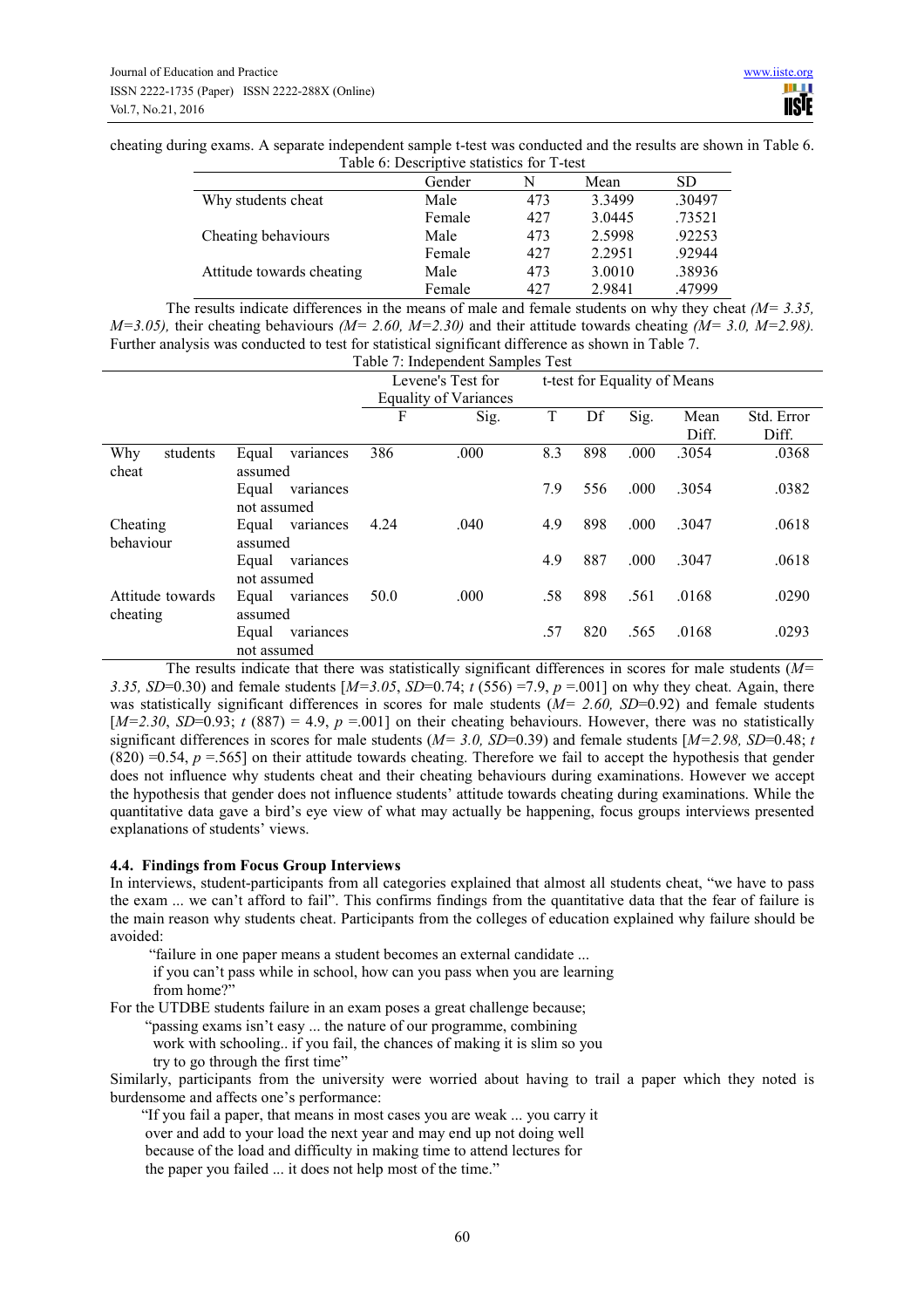cheating during exams. A separate independent sample t-test was conducted and the results are shown in Table 6.

Table 6: Descriptive statistics for T-test

| | Gender | N | Mean | SD |
|---|---|---|---|---|
| Why students cheat | Male | 473 | 3.3499 | .30497 |
| | Female | 427 | 3.0445 | .73521 |
| Cheating behaviours | Male | 473 | 2.5998 | .92253 |
| | Female | 427 | 2.2951 | .92944 |
| Attitude towards cheating | Male | 473 | 3.0010 | .38936 |
| | Female | 427 | 2.9841 | .47999 |

The results indicate differences in the means of male and female students on why they cheat *(M= 3.35, M=3.05),* their cheating behaviours *(M= 2.60, M=2.30)* and their attitude towards cheating *(M= 3.0, M=2.98).* Further analysis was conducted to test for statistical significant difference as shown in Table 7.

Table 7: Independent Samples Test

| | | Levene's Test for Equality of Variances | | t-test for Equality of Means | | | | |
|---|---|---|---|---|---|---|---|---|
| | | F | Sig. | T | Df | Sig. | Mean Diff. | Std. Error Diff. |
| Why students cheat | Equal variances assumed | 386 | .000 | 8.3 | 898 | .000 | .3054 | .0368 |
| | Equal variances not assumed | | | 7.9 | 556 | .000 | .3054 | .0382 |
| Cheating behaviour | Equal variances assumed | 4.24 | .040 | 4.9 | 898 | .000 | .3047 | .0618 |
| | Equal variances not assumed | | | 4.9 | 887 | .000 | .3047 | .0618 |
| Attitude towards cheating | Equal variances assumed | 50.0 | .000 | .58 | 898 | .561 | .0168 | .0290 |
| | Equal variances not assumed | | | .57 | 820 | .565 | .0168 | .0293 |

The results indicate that there was statistically significant differences in scores for male students (*M= 3.35, SD*=0.30) and female students [*M=3.05*, *SD*=0.74; *t* (556) =7.9, *p* =.001] on why they cheat. Again, there was statistically significant differences in scores for male students (*M= 2.60, SD*=0.92) and female students [*M=2.30*, *SD*=0.93; *t* (887) = 4.9, *p* =.001] on their cheating behaviours. However, there was no statistically significant differences in scores for male students (*M= 3.0, SD*=0.39) and female students [*M=2.98, SD*=0.48; *t* (820) =0.54, *p* =.565] on their attitude towards cheating. Therefore we fail to accept the hypothesis that gender does not influence why students cheat and their cheating behaviours during examinations. However we accept the hypothesis that gender does not influence students' attitude towards cheating during examinations. While the quantitative data gave a bird's eye view of what may actually be happening, focus groups interviews presented explanations of students' views.

### 4.4. Findings from Focus Group Interviews

In interviews, student-participants from all categories explained that almost all students cheat, "we have to pass the exam ... we can't afford to fail". This confirms findings from the quantitative data that the fear of failure is the main reason why students cheat. Participants from the colleges of education explained why failure should be avoided:

> "failure in one paper means a student becomes an external candidate ...
> if you can't pass while in school, how can you pass when you are learning from home?"

For the UTDBE students failure in an exam poses a great challenge because;

> "passing exams isn't easy ... the nature of our programme, combining work with schooling.. if you fail, the chances of making it is slim so you try to go through the first time"

Similarly, participants from the university were worried about having to trail a paper which they noted is burdensome and affects one's performance:

> "If you fail a paper, that means in most cases you are weak ... you carry it over and add to your load the next year and may end up not doing well because of the load and difficulty in making time to attend lectures for the paper you failed ... it does not help most of the time."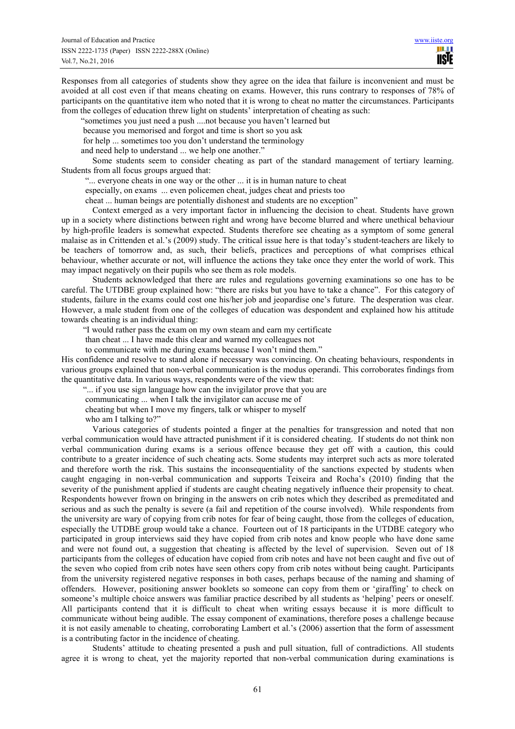Responses from all categories of students show they agree on the idea that failure is inconvenient and must be avoided at all cost even if that means cheating on exams. However, this runs contrary to responses of 78% of participants on the quantitative item who noted that it is wrong to cheat no matter the circumstances. Participants from the colleges of education threw light on students' interpretation of cheating as such:

> "sometimes you just need a push ....not because you haven't learned but
> because you memorised and forgot and time is short so you ask
> for help ... sometimes too you don't understand the terminology
> and need help to understand ... we help one another."

Some students seem to consider cheating as part of the standard management of tertiary learning. Students from all focus groups argued that:

> "... everyone cheats in one way or the other ... it is in human nature to cheat
> especially, on exams ... even policemen cheat, judges cheat and priests too
> cheat ... human beings are potentially dishonest and students are no exception"

Context emerged as a very important factor in influencing the decision to cheat. Students have grown up in a society where distinctions between right and wrong have become blurred and where unethical behaviour by high-profile leaders is somewhat expected. Students therefore see cheating as a symptom of some general malaise as in Crittenden et al.'s (2009) study. The critical issue here is that today's student-teachers are likely to be teachers of tomorrow and, as such, their beliefs, practices and perceptions of what comprises ethical behaviour, whether accurate or not, will influence the actions they take once they enter the world of work. This may impact negatively on their pupils who see them as role models.

Students acknowledged that there are rules and regulations governing examinations so one has to be careful. The UTDBE group explained how: "there are risks but you have to take a chance". For this category of students, failure in the exams could cost one his/her job and jeopardise one's future. The desperation was clear. However, a male student from one of the colleges of education was despondent and explained how his attitude towards cheating is an individual thing:

> "I would rather pass the exam on my own steam and earn my certificate
> than cheat ... I have made this clear and warned my colleagues not
> to communicate with me during exams because I won't mind them."

His confidence and resolve to stand alone if necessary was convincing. On cheating behaviours, respondents in various groups explained that non-verbal communication is the modus operandi. This corroborates findings from the quantitative data. In various ways, respondents were of the view that:

> "... if you use sign language how can the invigilator prove that you are
> communicating ... when I talk the invigilator can accuse me of
> cheating but when I move my fingers, talk or whisper to myself
> who am I talking to?"

Various categories of students pointed a finger at the penalties for transgression and noted that non verbal communication would have attracted punishment if it is considered cheating. If students do not think non verbal communication during exams is a serious offence because they get off with a caution, this could contribute to a greater incidence of such cheating acts. Some students may interpret such acts as more tolerated and therefore worth the risk. This sustains the inconsequentiality of the sanctions expected by students when caught engaging in non-verbal communication and supports Teixeira and Rocha's (2010) finding that the severity of the punishment applied if students are caught cheating negatively influence their propensity to cheat. Respondents however frown on bringing in the answers on crib notes which they described as premeditated and serious and as such the penalty is severe (a fail and repetition of the course involved). While respondents from the university are wary of copying from crib notes for fear of being caught, those from the colleges of education, especially the UTDBE group would take a chance. Fourteen out of 18 participants in the UTDBE category who participated in group interviews said they have copied from crib notes and know people who have done same and were not found out, a suggestion that cheating is affected by the level of supervision. Seven out of 18 participants from the colleges of education have copied from crib notes and have not been caught and five out of the seven who copied from crib notes have seen others copy from crib notes without being caught. Participants from the university registered negative responses in both cases, perhaps because of the naming and shaming of offenders. However, positioning answer booklets so someone can copy from them or 'giraffing' to check on someone's multiple choice answers was familiar practice described by all students as 'helping' peers or oneself. All participants contend that it is difficult to cheat when writing essays because it is more difficult to communicate without being audible. The essay component of examinations, therefore poses a challenge because it is not easily amenable to cheating, corroborating Lambert et al.'s (2006) assertion that the form of assessment is a contributing factor in the incidence of cheating.

Students' attitude to cheating presented a push and pull situation, full of contradictions. All students agree it is wrong to cheat, yet the majority reported that non-verbal communication during examinations is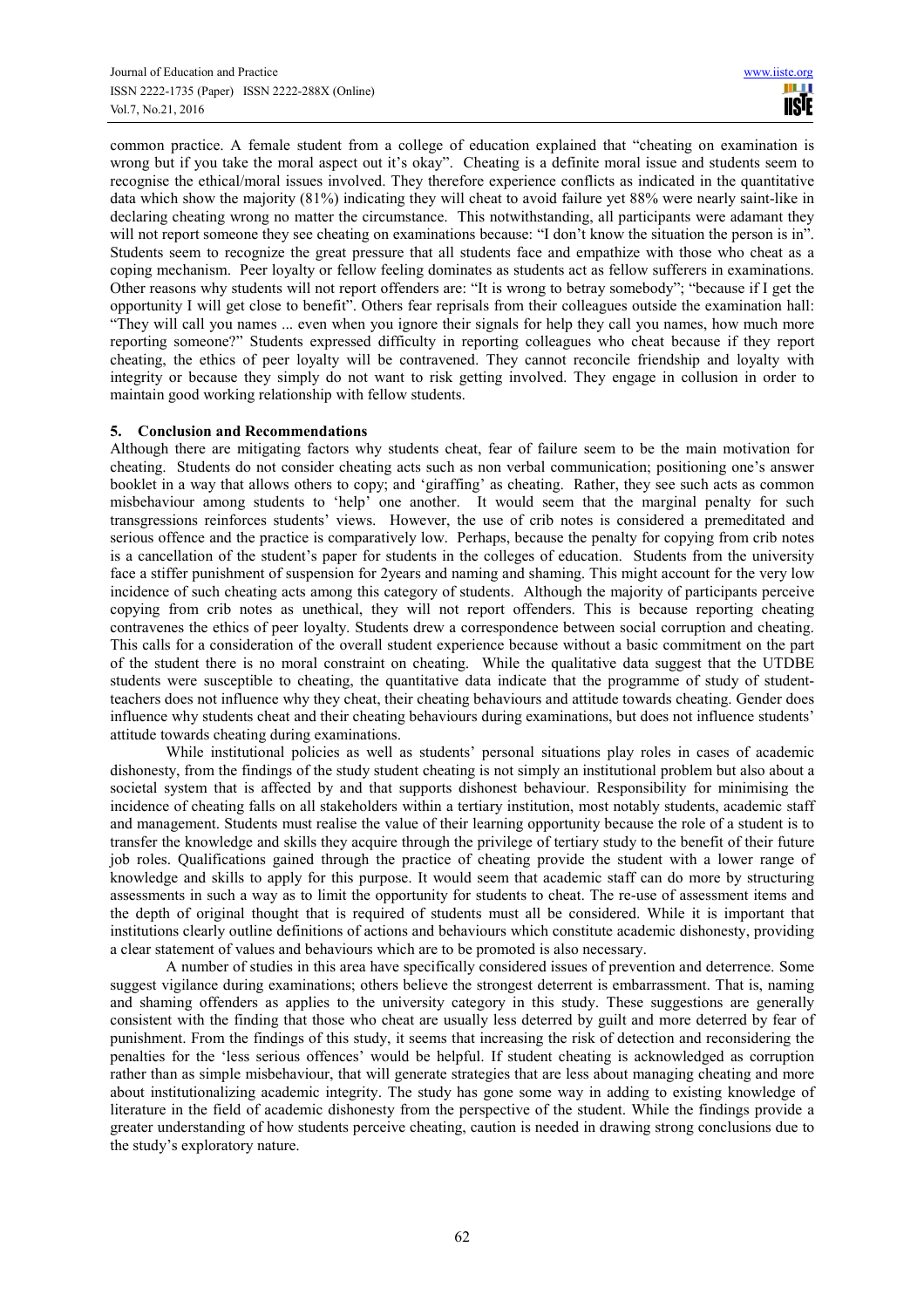common practice. A female student from a college of education explained that "cheating on examination is wrong but if you take the moral aspect out it's okay". Cheating is a definite moral issue and students seem to recognise the ethical/moral issues involved. They therefore experience conflicts as indicated in the quantitative data which show the majority (81%) indicating they will cheat to avoid failure yet 88% were nearly saint-like in declaring cheating wrong no matter the circumstance. This notwithstanding, all participants were adamant they will not report someone they see cheating on examinations because: "I don't know the situation the person is in". Students seem to recognize the great pressure that all students face and empathize with those who cheat as a coping mechanism. Peer loyalty or fellow feeling dominates as students act as fellow sufferers in examinations. Other reasons why students will not report offenders are: "It is wrong to betray somebody"; "because if I get the opportunity I will get close to benefit". Others fear reprisals from their colleagues outside the examination hall: "They will call you names ... even when you ignore their signals for help they call you names, how much more reporting someone?" Students expressed difficulty in reporting colleagues who cheat because if they report cheating, the ethics of peer loyalty will be contravened. They cannot reconcile friendship and loyalty with integrity or because they simply do not want to risk getting involved. They engage in collusion in order to maintain good working relationship with fellow students.

## 5. Conclusion and Recommendations

Although there are mitigating factors why students cheat, fear of failure seem to be the main motivation for cheating. Students do not consider cheating acts such as non verbal communication; positioning one's answer booklet in a way that allows others to copy; and 'giraffing' as cheating. Rather, they see such acts as common misbehaviour among students to 'help' one another. It would seem that the marginal penalty for such transgressions reinforces students' views. However, the use of crib notes is considered a premeditated and serious offence and the practice is comparatively low. Perhaps, because the penalty for copying from crib notes is a cancellation of the student's paper for students in the colleges of education. Students from the university face a stiffer punishment of suspension for 2years and naming and shaming. This might account for the very low incidence of such cheating acts among this category of students. Although the majority of participants perceive copying from crib notes as unethical, they will not report offenders. This is because reporting cheating contravenes the ethics of peer loyalty. Students drew a correspondence between social corruption and cheating. This calls for a consideration of the overall student experience because without a basic commitment on the part of the student there is no moral constraint on cheating. While the qualitative data suggest that the UTDBE students were susceptible to cheating, the quantitative data indicate that the programme of study of student-teachers does not influence why they cheat, their cheating behaviours and attitude towards cheating. Gender does influence why students cheat and their cheating behaviours during examinations, but does not influence students' attitude towards cheating during examinations.

While institutional policies as well as students' personal situations play roles in cases of academic dishonesty, from the findings of the study student cheating is not simply an institutional problem but also about a societal system that is affected by and that supports dishonest behaviour. Responsibility for minimising the incidence of cheating falls on all stakeholders within a tertiary institution, most notably students, academic staff and management. Students must realise the value of their learning opportunity because the role of a student is to transfer the knowledge and skills they acquire through the privilege of tertiary study to the benefit of their future job roles. Qualifications gained through the practice of cheating provide the student with a lower range of knowledge and skills to apply for this purpose. It would seem that academic staff can do more by structuring assessments in such a way as to limit the opportunity for students to cheat. The re-use of assessment items and the depth of original thought that is required of students must all be considered. While it is important that institutions clearly outline definitions of actions and behaviours which constitute academic dishonesty, providing a clear statement of values and behaviours which are to be promoted is also necessary.

A number of studies in this area have specifically considered issues of prevention and deterrence. Some suggest vigilance during examinations; others believe the strongest deterrent is embarrassment. That is, naming and shaming offenders as applies to the university category in this study. These suggestions are generally consistent with the finding that those who cheat are usually less deterred by guilt and more deterred by fear of punishment. From the findings of this study, it seems that increasing the risk of detection and reconsidering the penalties for the 'less serious offences' would be helpful. If student cheating is acknowledged as corruption rather than as simple misbehaviour, that will generate strategies that are less about managing cheating and more about institutionalizing academic integrity. The study has gone some way in adding to existing knowledge of literature in the field of academic dishonesty from the perspective of the student. While the findings provide a greater understanding of how students perceive cheating, caution is needed in drawing strong conclusions due to the study's exploratory nature.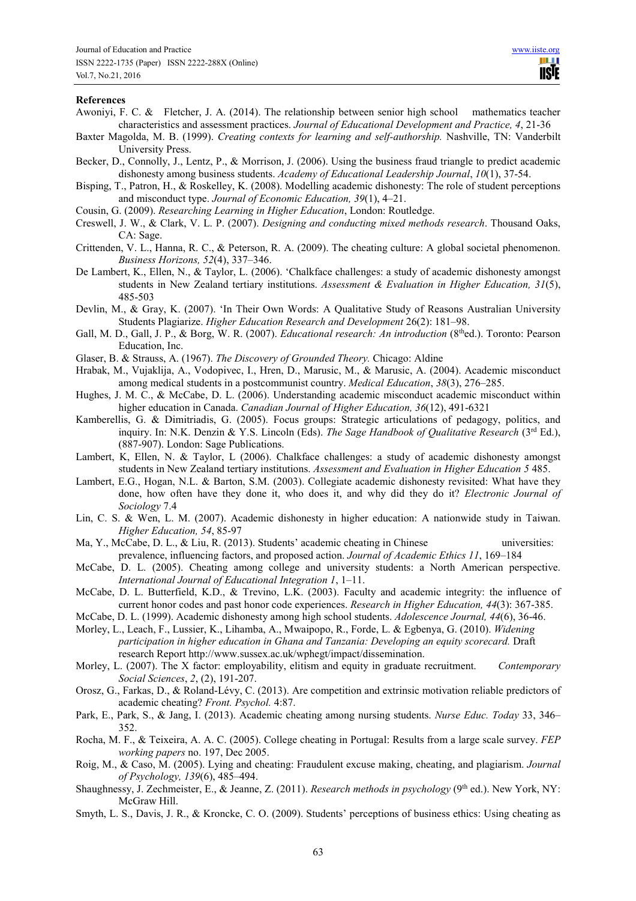## References

Awoniyi, F. C. & Fletcher, J. A. (2014). The relationship between senior high school mathematics teacher characteristics and assessment practices. *Journal of Educational Development and Practice, 4*, 21-36

Baxter Magolda, M. B. (1999). *Creating contexts for learning and self-authorship.* Nashville, TN: Vanderbilt University Press.

Becker, D., Connolly, J., Lentz, P., & Morrison, J. (2006). Using the business fraud triangle to predict academic dishonesty among business students. *Academy of Educational Leadership Journal*, *10*(1), 37-54.

Bisping, T., Patron, H., & Roskelley, K. (2008). Modelling academic dishonesty: The role of student perceptions and misconduct type. *Journal of Economic Education, 39*(1), 4–21.

Cousin, G. (2009). *Researching Learning in Higher Education*, London: Routledge.

Creswell, J. W., & Clark, V. L. P. (2007). *Designing and conducting mixed methods research*. Thousand Oaks, CA: Sage.

Crittenden, V. L., Hanna, R. C., & Peterson, R. A. (2009). The cheating culture: A global societal phenomenon. *Business Horizons, 52*(4), 337–346.

De Lambert, K., Ellen, N., & Taylor, L. (2006). 'Chalkface challenges: a study of academic dishonesty amongst students in New Zealand tertiary institutions. *Assessment & Evaluation in Higher Education, 31*(5), 485-503

Devlin, M., & Gray, K. (2007). 'In Their Own Words: A Qualitative Study of Reasons Australian University Students Plagiarize. *Higher Education Research and Development* 26(2): 181–98.

Gall, M. D., Gall, J. P., & Borg, W. R. (2007). *Educational research: An introduction* (8th ed.). Toronto: Pearson Education, Inc.

Glaser, B. & Strauss, A. (1967). *The Discovery of Grounded Theory.* Chicago: Aldine

Hrabak, M., Vujaklija, A., Vodopivec, I., Hren, D., Marusic, M., & Marusic, A. (2004). Academic misconduct among medical students in a postcommunist country. *Medical Education*, *38*(3), 276–285.

Hughes, J. M. C., & McCabe, D. L. (2006). Understanding academic misconduct academic misconduct within higher education in Canada. *Canadian Journal of Higher Education, 36*(12), 491-6321

Kamberellis, G. & Dimitriadis, G. (2005). Focus groups: Strategic articulations of pedagogy, politics, and inquiry. In: N.K. Denzin & Y.S. Lincoln (Eds). *The Sage Handbook of Qualitative Research* (3rd Ed.), (887-907). London: Sage Publications.

Lambert, K, Ellen, N. & Taylor, L (2006). Chalkface challenges: a study of academic dishonesty amongst students in New Zealand tertiary institutions. *Assessment and Evaluation in Higher Education 5* 485.

Lambert, E.G., Hogan, N.L. & Barton, S.M. (2003). Collegiate academic dishonesty revisited: What have they done, how often have they done it, who does it, and why did they do it? *Electronic Journal of Sociology* 7.4

Lin, C. S. & Wen, L. M. (2007). Academic dishonesty in higher education: A nationwide study in Taiwan. *Higher Education, 54*, 85-97

Ma, Y., McCabe, D. L., & Liu, R. (2013). Students' academic cheating in Chinese universities: prevalence, influencing factors, and proposed action. *Journal of Academic Ethics 11*, 169–184

McCabe, D. L. (2005). Cheating among college and university students: a North American perspective. *International Journal of Educational Integration 1*, 1–11.

McCabe, D. L. Butterfield, K.D., & Trevino, L.K. (2003). Faculty and academic integrity: the influence of current honor codes and past honor code experiences. *Research in Higher Education, 44*(3): 367-385.

McCabe, D. L. (1999). Academic dishonesty among high school students. *Adolescence Journal, 44*(6), 36-46.

Morley, L., Leach, F., Lussier, K., Lihamba, A., Mwaipopo, R., Forde, L. & Egbenya, G. (2010). *Widening participation in higher education in Ghana and Tanzania: Developing an equity scorecard.* Draft research Report http://www.sussex.ac.uk/wphegt/impact/dissemination.

Morley, L. (2007). The X factor: employability, elitism and equity in graduate recruitment. *Contemporary Social Sciences*, *2*, (2), 191-207.

Orosz, G., Farkas, D., & Roland-Lévy, C. (2013). Are competition and extrinsic motivation reliable predictors of academic cheating? *Front. Psychol.* 4:87.

Park, E., Park, S., & Jang, I. (2013). Academic cheating among nursing students. *Nurse Educ. Today* 33, 346–352.

Rocha, M. F., & Teixeira, A. A. C. (2005). College cheating in Portugal: Results from a large scale survey. *FEP working papers* no. 197, Dec 2005.

Roig, M., & Caso, M. (2005). Lying and cheating: Fraudulent excuse making, cheating, and plagiarism. *Journal of Psychology, 139*(6), 485–494.

Shaughnessy, J. Zechmeister, E., & Jeanne, Z. (2011). *Research methods in psychology* (9th ed.). New York, NY: McGraw Hill.

Smyth, L. S., Davis, J. R., & Kroncke, C. O. (2009). Students' perceptions of business ethics: Using cheating as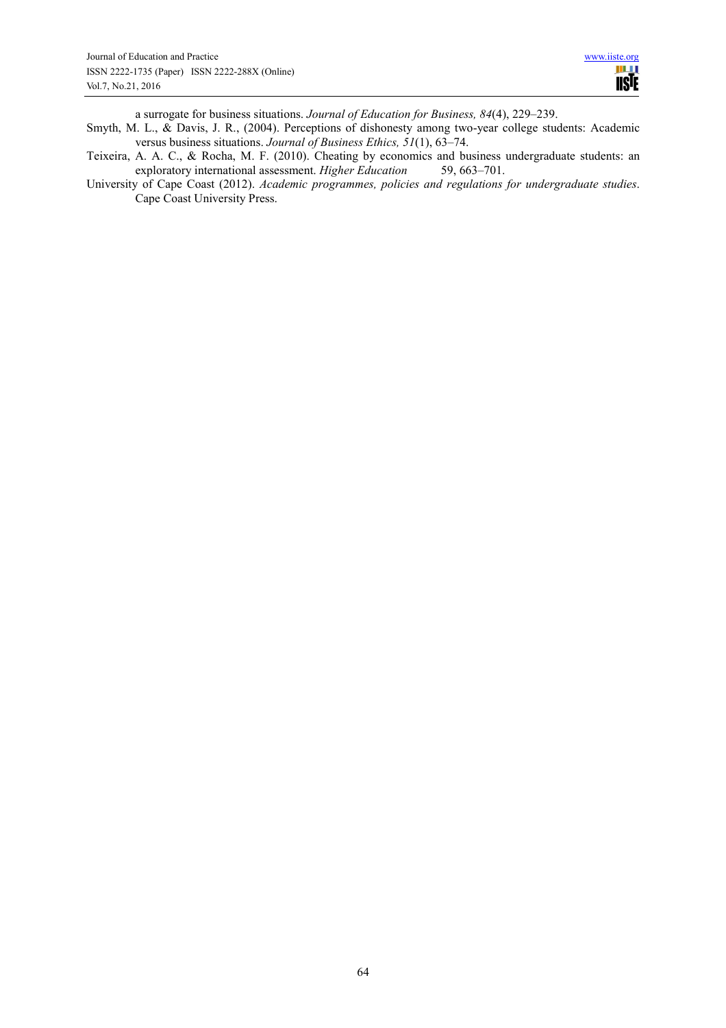a surrogate for business situations. *Journal of Education for Business, 84*(4), 229–239.

Smyth, M. L., & Davis, J. R., (2004). Perceptions of dishonesty among two-year college students: Academic versus business situations. *Journal of Business Ethics, 51*(1), 63–74.

Teixeira, A. A. C., & Rocha, M. F. (2010). Cheating by economics and business undergraduate students: an exploratory international assessment. *Higher Education* 59, 663–701.

University of Cape Coast (2012). *Academic programmes, policies and regulations for undergraduate studies*. Cape Coast University Press.